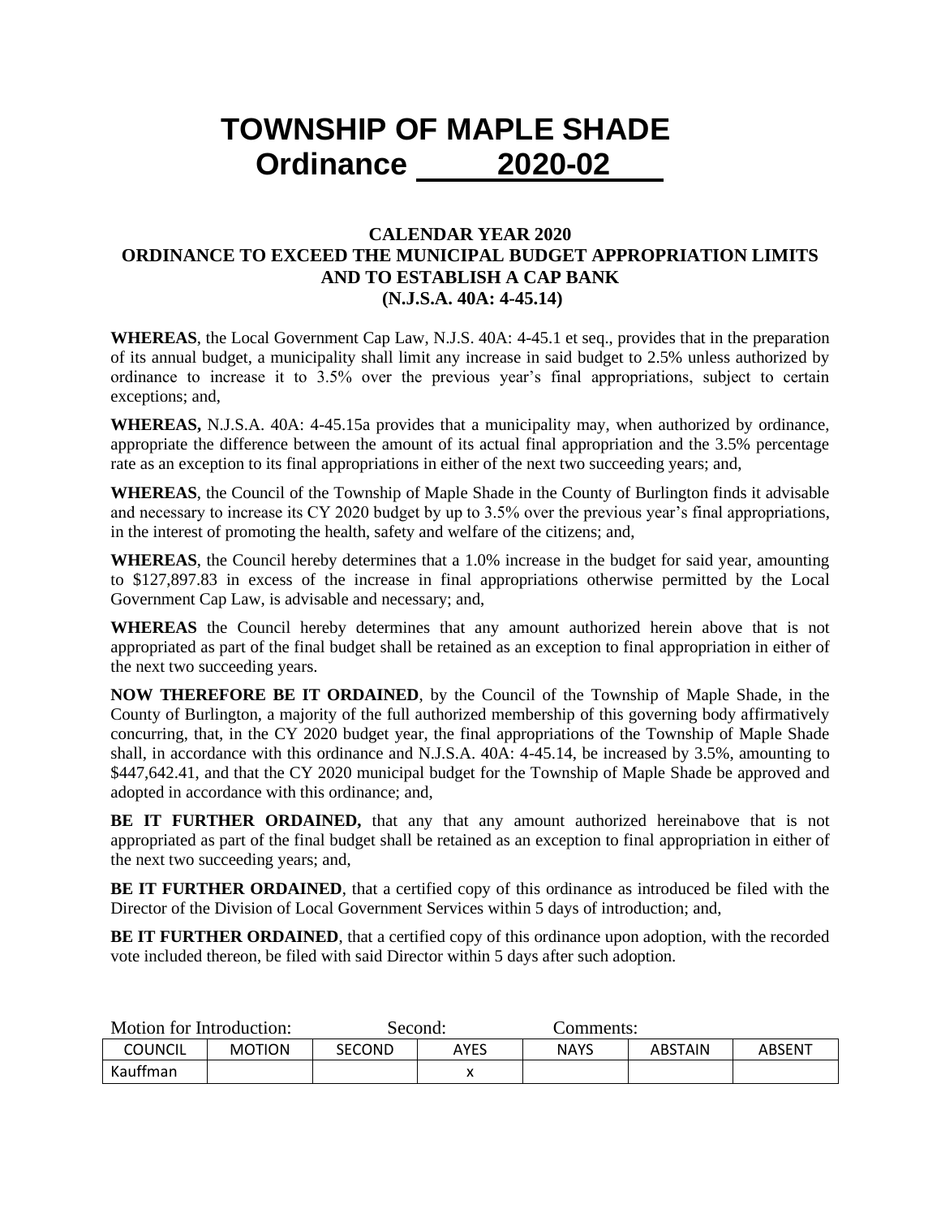# TOWNSHIP OF MAPLE SHADE
# Ordinance 2020-02

### CALENDAR YEAR 2020
### ORDINANCE TO EXCEED THE MUNICIPAL BUDGET APPROPRIATION LIMITS AND TO ESTABLISH A CAP BANK
### (N.J.S.A. 40A: 4-45.14)

**WHEREAS**, the Local Government Cap Law, N.J.S. 40A: 4-45.1 et seq., provides that in the preparation of its annual budget, a municipality shall limit any increase in said budget to 2.5% unless authorized by ordinance to increase it to 3.5% over the previous year's final appropriations, subject to certain exceptions; and,

**WHEREAS,** N.J.S.A. 40A: 4-45.15a provides that a municipality may, when authorized by ordinance, appropriate the difference between the amount of its actual final appropriation and the 3.5% percentage rate as an exception to its final appropriations in either of the next two succeeding years; and,

**WHEREAS**, the Council of the Township of Maple Shade in the County of Burlington finds it advisable and necessary to increase its CY 2020 budget by up to 3.5% over the previous year's final appropriations, in the interest of promoting the health, safety and welfare of the citizens; and,

**WHEREAS**, the Council hereby determines that a 1.0% increase in the budget for said year, amounting to $127,897.83 in excess of the increase in final appropriations otherwise permitted by the Local Government Cap Law, is advisable and necessary; and,

**WHEREAS** the Council hereby determines that any amount authorized herein above that is not appropriated as part of the final budget shall be retained as an exception to final appropriation in either of the next two succeeding years.

**NOW THEREFORE BE IT ORDAINED**, by the Council of the Township of Maple Shade, in the County of Burlington, a majority of the full authorized membership of this governing body affirmatively concurring, that, in the CY 2020 budget year, the final appropriations of the Township of Maple Shade shall, in accordance with this ordinance and N.J.S.A. 40A: 4-45.14, be increased by 3.5%, amounting to $447,642.41, and that the CY 2020 municipal budget for the Township of Maple Shade be approved and adopted in accordance with this ordinance; and,

**BE IT FURTHER ORDAINED,** that any that any amount authorized hereinabove that is not appropriated as part of the final budget shall be retained as an exception to final appropriation in either of the next two succeeding years; and,

**BE IT FURTHER ORDAINED**, that a certified copy of this ordinance as introduced be filed with the Director of the Division of Local Government Services within 5 days of introduction; and,

**BE IT FURTHER ORDAINED**, that a certified copy of this ordinance upon adoption, with the recorded vote included thereon, be filed with said Director within 5 days after such adoption.

Motion for Introduction: Second: Comments:

| COUNCIL | MOTION | SECOND | AYES | NAYS | ABSTAIN | ABSENT |
|---|---|---|---|---|---|---|
| Kauffman | | | x | | | |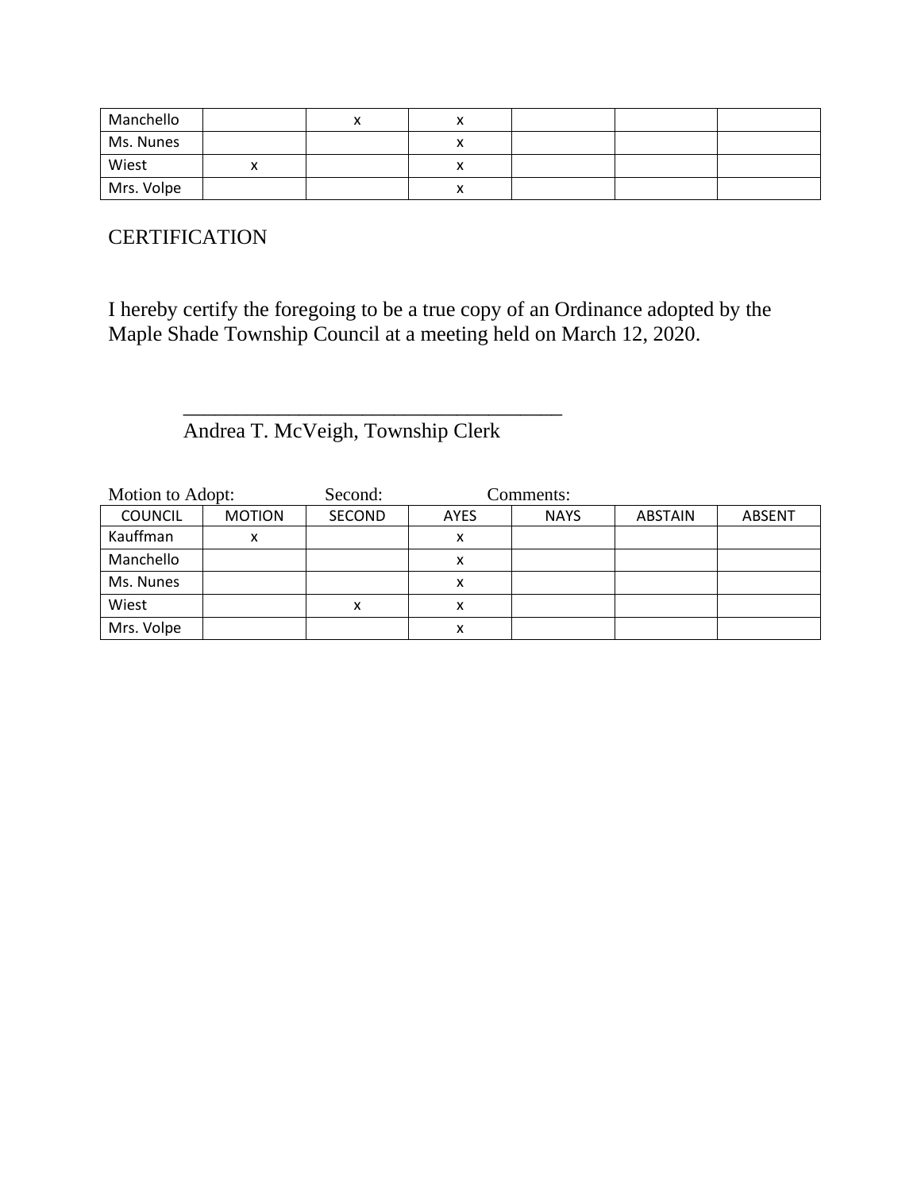| | | | | | | |
|---|---|---|---|---|---|---|
| Manchello | | x | x | | | |
| Ms. Nunes | | | x | | | |
| Wiest | x | | x | | | |
| Mrs. Volpe | | | x | | | |

CERTIFICATION

I hereby certify the foregoing to be a true copy of an Ordinance adopted by the Maple Shade Township Council at a meeting held on March 12, 2020.

_____________________________________
Andrea T. McVeigh, Township Clerk

Motion to Adopt: Second: Comments:

| COUNCIL | MOTION | SECOND | AYES | NAYS | ABSTAIN | ABSENT |
|---|---|---|---|---|---|---|
| Kauffman | x | | x | | | |
| Manchello | | | x | | | |
| Ms. Nunes | | | x | | | |
| Wiest | | x | x | | | |
| Mrs. Volpe | | | x | | | |